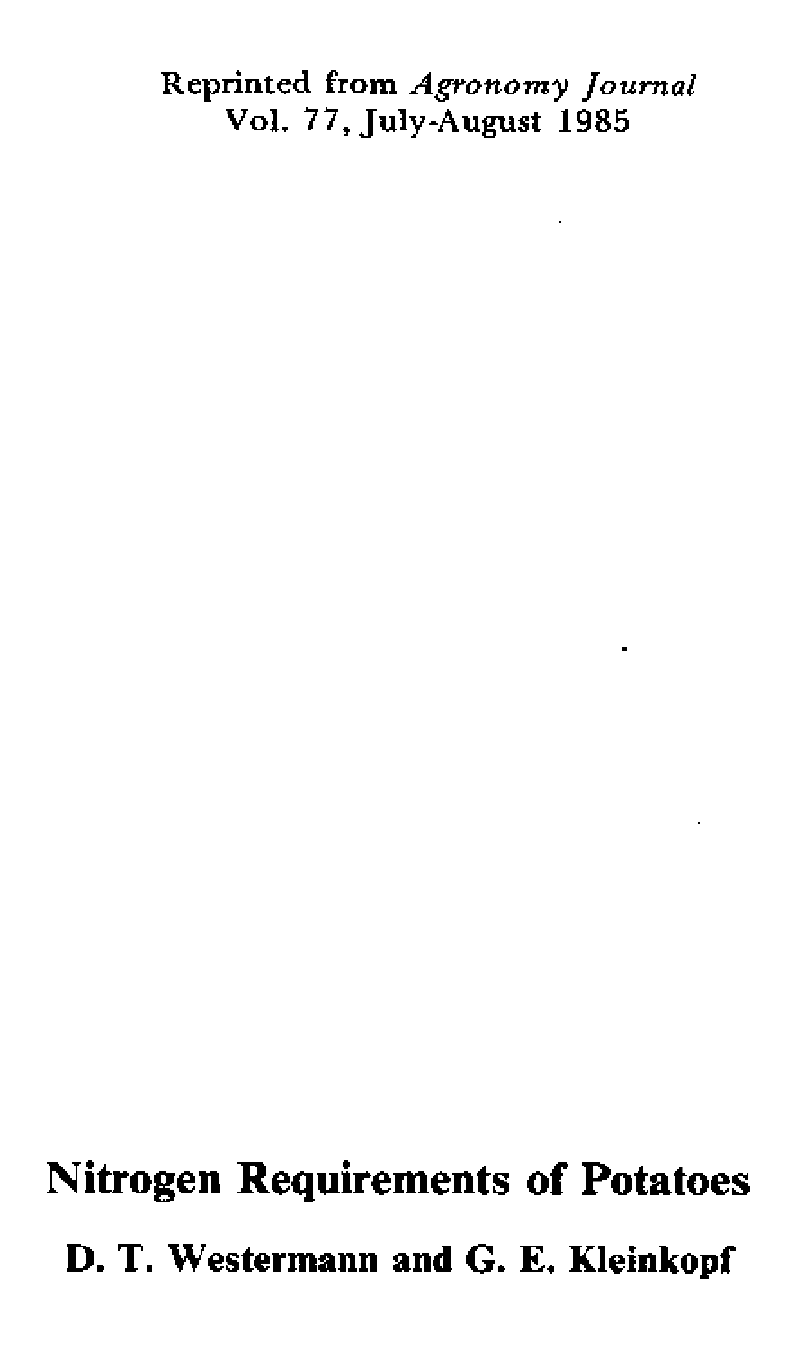Reprinted from *Agronomy Journal*
Vol. 77, July-August 1985

# Nitrogen Requirements of Potatoes

**D. T. Westermann and G. E. Kleinkopf**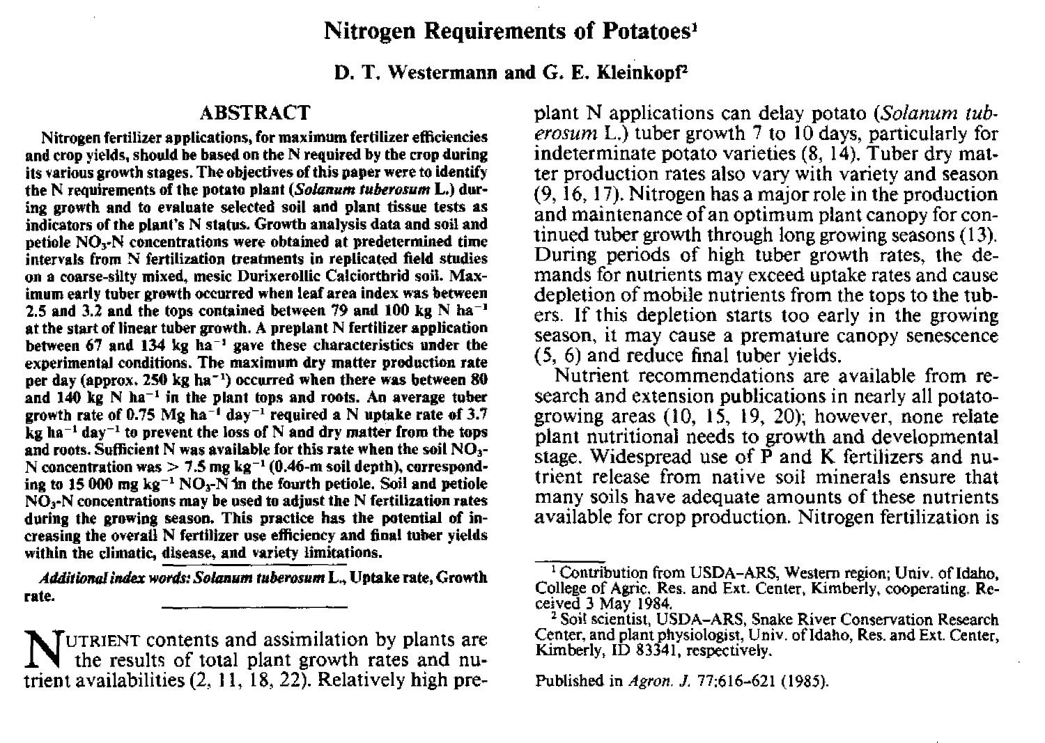# Nitrogen Requirements of Potatoes[1]

**D. T. Westermann and G. E. Kleinkopf[2]**

## ABSTRACT

**Nitrogen fertilizer applications, for maximum fertilizer efficiencies and crop yields, should be based on the N required by the crop during its various growth stages. The objectives of this paper were to identify the N requirements of the potato plant (*Solanum tuberosum* L.) during growth and to evaluate selected soil and plant tissue tests as indicators of the plant's N status. Growth analysis data and soil and petiole $NO_3$-N concentrations were obtained at predetermined time intervals from N fertilization treatments in replicated field studies on a coarse-silty mixed, mesic Durixerollic Calciorthrid soil. Maximum early tuber growth occurred when leaf area index was between 2.5 and 3.2 and the tops contained between 79 and 100 kg N $ha^{-1}$ at the start of linear tuber growth. A preplant N fertilizer application between 67 and 134 kg $ha^{-1}$ gave these characteristics under the experimental conditions. The maximum dry matter production rate per day (approx. 250 kg $ha^{-1}$) occurred when there was between 80 and 140 kg N $ha^{-1}$ in the plant tops and roots. An average tuber growth rate of 0.75 Mg $ha^{-1}$ $day^{-1}$ required a N uptake rate of 3.7 kg $ha^{-1}$ $day^{-1}$ to prevent the loss of N and dry matter from the tops and roots. Sufficient N was available for this rate when the soil $NO_3$-N concentration was > 7.5 mg $kg^{-1}$ (0.46-m soil depth), corresponding to 15 000 mg $kg^{-1}$ $NO_3$-N in the fourth petiole. Soil and petiole $NO_3$-N concentrations may be used to adjust the N fertilization rates during the growing season. This practice has the potential of increasing the overall N fertilizer use efficiency and final tuber yields within the climatic, disease, and variety limitations.**

***Additional index words:*** ***Solanum tuberosum*** **L., Uptake rate, Growth rate.**

Nutrient contents and assimilation by plants are the results of total plant growth rates and nutrient availabilities (2, 11, 18, 22). Relatively high preplant N applications can delay potato (*Solanum tuberosum* L.) tuber growth 7 to 10 days, particularly for indeterminate potato varieties (8, 14). Tuber dry matter production rates also vary with variety and season (9, 16, 17). Nitrogen has a major role in the production and maintenance of an optimum plant canopy for continued tuber growth through long growing seasons (13). During periods of high tuber growth rates, the demands for nutrients may exceed uptake rates and cause depletion of mobile nutrients from the tops to the tubers. If this depletion starts too early in the growing season, it may cause a premature canopy senescence (5, 6) and reduce final tuber yields.

Nutrient recommendations are available from research and extension publications in nearly all potato-growing areas (10, 15, 19, 20); however, none relate plant nutritional needs to growth and developmental stage. Widespread use of P and K fertilizers and nutrient release from native soil minerals ensure that many soils have adequate amounts of these nutrients available for crop production. Nitrogen fertilization is

[1] Contribution from USDA-ARS, Western region; Univ. of Idaho, College of Agric. Res. and Ext. Center, Kimberly, cooperating. Received 3 May 1984.

[2] Soil scientist, USDA-ARS, Snake River Conservation Research Center, and plant physiologist, Univ. of Idaho, Res. and Ext. Center, Kimberly, ID 83341, respectively.

Published in *Agron. J.* 77:616-621 (1985).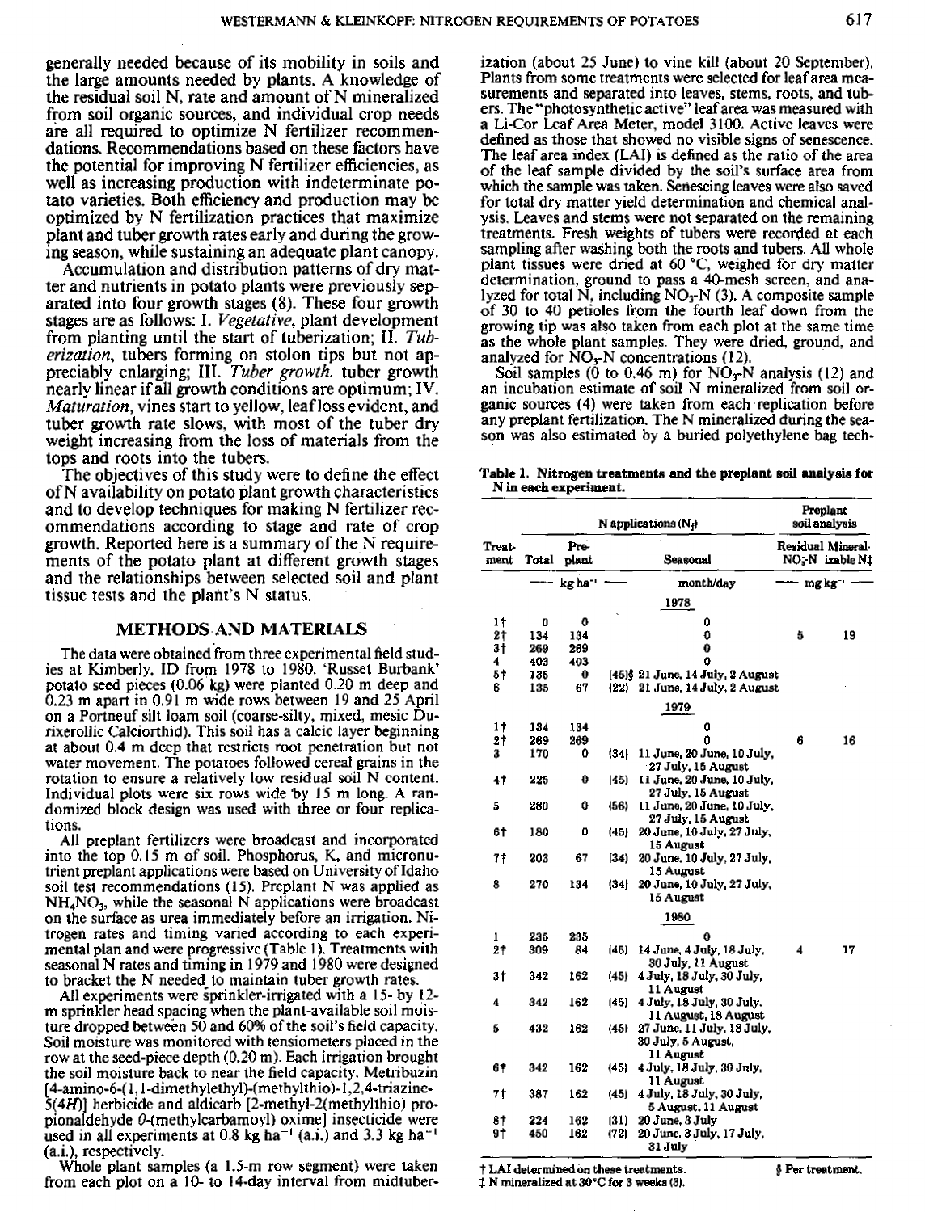generally needed because of its mobility in soils and the large amounts needed by plants. A knowledge of the residual soil N, rate and amount of N mineralized from soil organic sources, and individual crop needs are all required to optimize N fertilizer recommendations. Recommendations based on these factors have the potential for improving N fertilizer efficiencies, as well as increasing production with indeterminate potato varieties. Both efficiency and production may be optimized by N fertilization practices that maximize plant and tuber growth rates early and during the growing season, while sustaining an adequate plant canopy.

Accumulation and distribution patterns of dry matter and nutrients in potato plants were previously separated into four growth stages (8). These four growth stages are as follows: I. *Vegetative*, plant development from planting until the start of tuberization; II. *Tuberization*, tubers forming on stolon tips but not appreciably enlarging; III. *Tuber growth*, tuber growth nearly linear if all growth conditions are optimum; IV. *Maturation*, vines start to yellow, leaf loss evident, and tuber growth rate slows, with most of the tuber dry weight increasing from the loss of materials from the tops and roots into the tubers.

The objectives of this study were to define the effect of N availability on potato plant growth characteristics and to develop techniques for making N fertilizer recommendations according to stage and rate of crop growth. Reported here is a summary of the N requirements of the potato plant at different growth stages and the relationships between selected soil and plant tissue tests and the plant's N status.

## METHODS AND MATERIALS

The data were obtained from three experimental field studies at Kimberly, ID from 1978 to 1980. 'Russet Burbank' potato seed pieces (0.06 kg) were planted 0.20 m deep and 0.23 m apart in 0.91 m wide rows between 19 and 25 April on a Portneuf silt loam soil (coarse-silty, mixed, mesic Durixerollic Calciorthid). This soil has a calcic layer beginning at about 0.4 m deep that restricts root penetration but not water movement. The potatoes followed cereal grains in the rotation to ensure a relatively low residual soil N content. Individual plots were six rows wide by 15 m long. A randomized block design was used with three or four replications.

All preplant fertilizers were broadcast and incorporated into the top 0.15 m of soil. Phosphorus, K, and micronutrient preplant applications were based on University of Idaho soil test recommendations (15). Preplant N was applied as $NH_4NO_3$, while the seasonal N applications were broadcast on the surface as urea immediately before an irrigation. Nitrogen rates and timing varied according to each experimental plan and were progressive (Table 1). Treatments with seasonal N rates and timing in 1979 and 1980 were designed to bracket the N needed to maintain tuber growth rates.

All experiments were sprinkler-irrigated with a 15- by 12-m sprinkler head spacing when the plant-available soil moisture dropped between 50 and 60% of the soil's field capacity. Soil moisture was monitored with tensiometers placed in the row at the seed-piece depth (0.20 m). Each irrigation brought the soil moisture back to near the field capacity. Metribuzin [4-amino-6-(1,1-dimethylethyl)-(methylthio)-1,2,4-triazine-5(4*H*)] herbicide and aldicarb [2-methyl-2(methylthio) propionaldehyde *O*-(methylcarbamoyl) oxime] insecticide were used in all experiments at 0.8 kg ha$^{-1}$ (a.i.) and 3.3 kg ha$^{-1}$ (a.i.), respectively.

Whole plant samples (a 1.5-m row segment) were taken from each plot on a 10- to 14-day interval from midtuberization (about 25 June) to vine kill (about 20 September). Plants from some treatments were selected for leaf area measurements and separated into leaves, stems, roots, and tubers. The "photosynthetic active" leaf area was measured with a Li-Cor Leaf Area Meter, model 3100. Active leaves were defined as those that showed no visible signs of senescence. The leaf area index (LAI) is defined as the ratio of the area of the leaf sample divided by the soil's surface area from which the sample was taken. Senescing leaves were also saved for total dry matter yield determination and chemical analysis. Leaves and stems were not separated on the remaining treatments. Fresh weights of tubers were recorded at each sampling after washing both the roots and tubers. All whole plant tissues were dried at 60 °C, weighed for dry matter determination, ground to pass a 40-mesh screen, and analyzed for total N, including $NO_3$-N (3). A composite sample of 30 to 40 petioles from the fourth leaf down from the growing tip was also taken from each plot at the same time as the whole plant samples. They were dried, ground, and analyzed for $NO_3$-N concentrations (12).

Soil samples (0 to 0.46 m) for $NO_3$-N analysis (12) and an incubation estimate of soil N mineralized from soil organic sources (4) were taken from each replication before any preplant fertilization. The N mineralized during the season was also estimated by a buried polyethylene bag tech-

**Table 1. Nitrogen treatments and the preplant soil analysis for N in each experiment.**

| Treatment | N applications ($N_f$) | | | | Preplant soil analysis | |
|---|---|---|---|---|---|---|
| | Total | Preplant | Seasonal | | Residual $NO_3^-$-N | Mineralizable N‡ |
| | kg ha$^{-1}$ | | | month/day | mg kg$^{-1}$ | |
| **1978** | | | | | | |
| 1† | 0 | 0 | | 0 | | |
| 2† | 134 | 134 | | 0 | 5 | 19 |
| 3† | 269 | 269 | | 0 | | |
| 4 | 403 | 403 | | 0 | | |
| 5† | 135 | 0 | (45)§ | 21 June, 14 July, 2 August | | |
| 6 | 135 | 67 | (22) | 21 June, 14 July, 2 August | | |
| **1979** | | | | | | |
| 1† | 134 | 134 | | 0 | | |
| 2† | 269 | 269 | | 0 | 6 | 16 |
| 3 | 170 | 0 | (34) | 11 June, 20 June, 10 July, 27 July, 15 August | | |
| 4† | 225 | 0 | (45) | 11 June, 20 June, 10 July, 27 July, 15 August | | |
| 5 | 280 | 0 | (56) | 11 June, 20 June, 10 July, 27 July, 15 August | | |
| 6† | 180 | 0 | (45) | 20 June, 10 July, 27 July, 15 August | | |
| 7† | 203 | 67 | (34) | 20 June, 10 July, 27 July, 15 August | | |
| 8 | 270 | 134 | (34) | 20 June, 10 July, 27 July, 15 August | | |
| **1980** | | | | | | |
| 1 | 235 | 235 | | 0 | | |
| 2† | 309 | 84 | (45) | 14 June, 4 July, 18 July, 30 July, 11 August | 4 | 17 |
| 3† | 342 | 162 | (45) | 4 July, 18 July, 30 July, 11 August | | |
| 4 | 342 | 162 | (45) | 4 July, 18 July, 30 July, 11 August, 18 August | | |
| 5 | 432 | 162 | (45) | 27 June, 11 July, 18 July, 30 July, 5 August, 11 August | | |
| 6† | 342 | 162 | (45) | 4 July, 18 July, 30 July, 11 August | | |
| 7† | 387 | 162 | (45) | 4 July, 18 July, 30 July, 5 August, 11 August | | |
| 8† | 224 | 162 | (31) | 20 June, 3 July | | |
| 9† | 450 | 162 | (72) | 20 June, 3 July, 17 July, 31 July | | |

† LAI determined on these treatments.
‡ N mineralized at 30°C for 3 weeks (3).
§ Per treatment.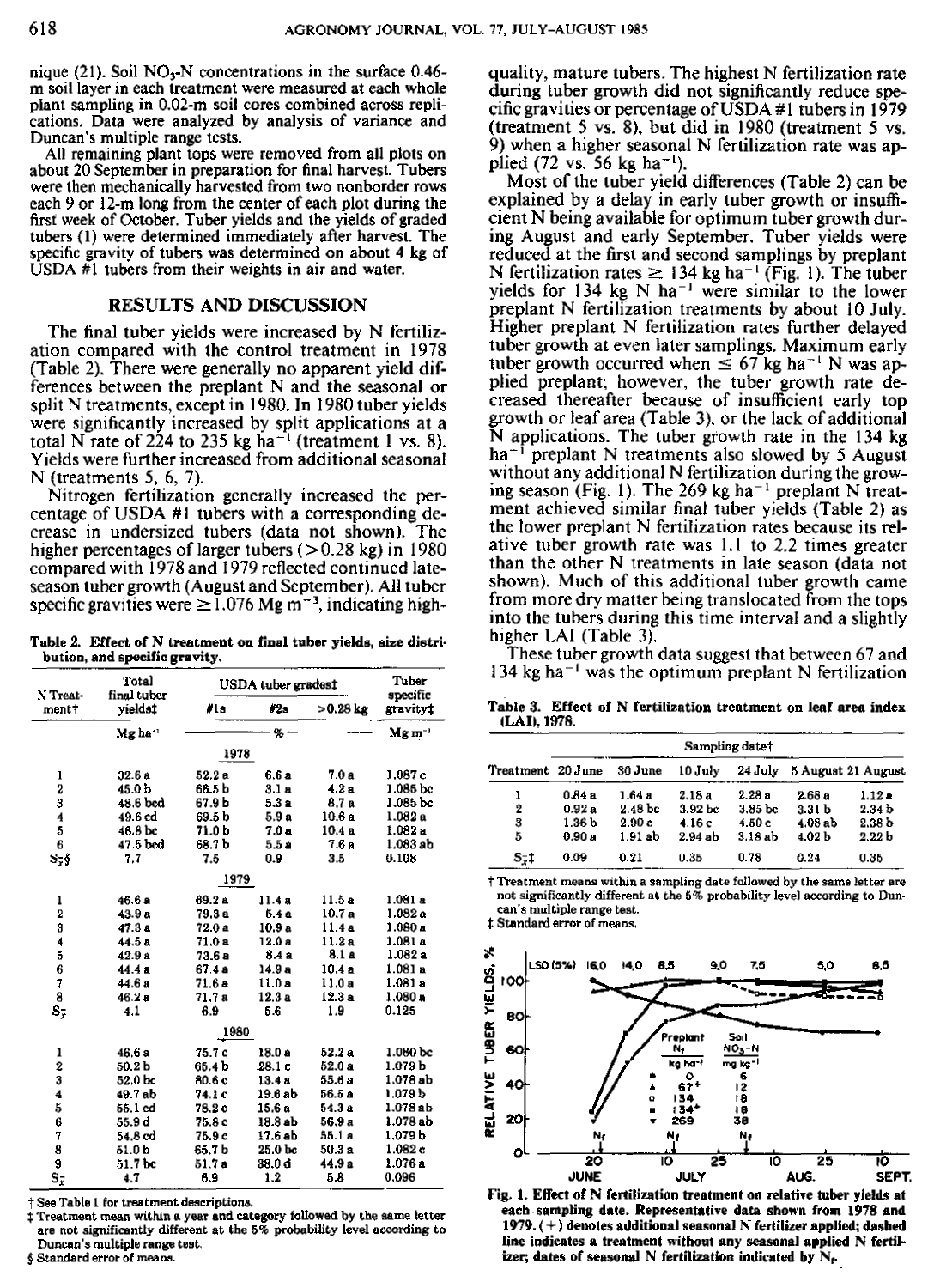nique (21). Soil $NO_3$-N concentrations in the surface 0.46-m soil layer in each treatment were measured at each whole plant sampling in 0.02-m soil cores combined across replications. Data were analyzed by analysis of variance and Duncan's multiple range tests.

All remaining plant tops were removed from all plots on about 20 September in preparation for final harvest. Tubers were then mechanically harvested from two nonborder rows each 9 or 12-m long from the center of each plot during the first week of October. Tuber yields and the yields of graded tubers (1) were determined immediately after harvest. The specific gravity of tubers was determined on about 4 kg of USDA #1 tubers from their weights in air and water.

## RESULTS AND DISCUSSION

The final tuber yields were increased by N fertilization compared with the control treatment in 1978 (Table 2). There were generally no apparent yield differences between the preplant N and the seasonal or split N treatments, except in 1980. In 1980 tuber yields were significantly increased by split applications at a total N rate of 224 to 235 kg $ha^{-1}$ (treatment 1 vs. 8). Yields were further increased from additional seasonal N (treatments 5, 6, 7).

Nitrogen fertilization generally increased the percentage of USDA #1 tubers with a corresponding decrease in undersized tubers (data not shown). The higher percentages of larger tubers (>0.28 kg) in 1980 compared with 1978 and 1979 reflected continued late-season tuber growth (August and September). All tuber specific gravities were ≥1.076 Mg $m^{-3}$, indicating high-quality, mature tubers. The highest N fertilization rate during tuber growth did not significantly reduce specific gravities or percentage of USDA #1 tubers in 1979 (treatment 5 vs. 8), but did in 1980 (treatment 5 vs. 9) when a higher seasonal N fertilization rate was applied (72 vs. 56 kg $ha^{-1}$).

Most of the tuber yield differences (Table 2) can be explained by a delay in early tuber growth or insufficient N being available for optimum tuber growth during August and early September. Tuber yields were reduced at the first and second samplings by preplant N fertilization rates ≥ 134 kg $ha^{-1}$ (Fig. 1). The tuber yields for 134 kg N $ha^{-1}$ were similar to the lower preplant N fertilization treatments by about 10 July. Higher preplant N fertilization rates further delayed tuber growth at even later samplings. Maximum early tuber growth occurred when ≤ 67 kg $ha^{-1}$ N was applied preplant; however, the tuber growth rate decreased thereafter because of insufficient early top growth or leaf area (Table 3), or the lack of additional N applications. The tuber growth rate in the 134 kg $ha^{-1}$ preplant N treatments also slowed by 5 August without any additional N fertilization during the growing season (Fig. 1). The 269 kg $ha^{-1}$ preplant N treatment achieved similar final tuber yields (Table 2) as the lower preplant N fertilization rates because its relative tuber growth rate was 1.1 to 2.2 times greater than the other N treatments in late season (data not shown). Much of this additional tuber growth came from more dry matter being translocated from the tops into the tubers during this time interval and a slightly higher LAI (Table 3).

These tuber growth data suggest that between 67 and 134 kg $ha^{-1}$ was the optimum preplant N fertilization

**Table 2. Effect of N treatment on final tuber yields, size distribution, and specific gravity.**

| N Treatment† | Total final tuber yields‡ | USDA tuber grades‡ | | | Tuber specific gravity‡ |
|---|---|---|---|---|---|
| | | #1s | #2s | >0.28 kg | |
| | Mg $ha^{-1}$ | % | | | Mg $m^{-3}$ |
| | | 1978 | | | |
| 1 | 32.6 a | 52.2 a | 6.6 a | 7.0 a | 1.087 c |
| 2 | 45.0 b | 66.5 b | 3.1 a | 4.2 a | 1.085 bc |
| 3 | 48.6 bcd | 67.9 b | 5.3 a | 8.7 a | 1.085 bc |
| 4 | 49.6 cd | 69.5 b | 5.9 a | 10.6 a | 1.082 a |
| 5 | 46.8 bc | 71.0 b | 7.0 a | 10.4 a | 1.082 a |
| 6 | 47.5 bcd | 68.7 b | 5.5 a | 7.6 a | 1.083 ab |
| $S_{\bar{x}}$§ | 7.7 | 7.5 | 0.9 | 3.5 | 0.108 |
| | | 1979 | | | |
| 1 | 46.6 a | 69.2 a | 11.4 a | 11.5 a | 1.081 a |
| 2 | 43.9 a | 79.3 a | 5.4 a | 10.7 a | 1.082 a |
| 3 | 47.3 a | 72.0 a | 10.9 a | 11.4 a | 1.080 a |
| 4 | 44.5 a | 71.0 a | 12.0 a | 11.2 a | 1.081 a |
| 5 | 42.9 a | 73.6 a | 8.4 a | 8.1 a | 1.082 a |
| 6 | 44.4 a | 67.4 a | 14.9 a | 10.4 a | 1.081 a |
| 7 | 44.6 a | 71.6 a | 11.0 a | 11.0 a | 1.081 a |
| 8 | 46.2 a | 71.7 a | 12.3 a | 12.3 a | 1.080 a |
| $S_{\bar{x}}$ | 4.1 | 6.9 | 5.6 | 1.9 | 0.125 |
| | | 1980 | | | |
| 1 | 46.6 a | 75.7 c | 18.0 a | 52.2 a | 1.080 bc |
| 2 | 50.2 b | 65.4 b | 28.1 c | 52.0 a | 1.079 b |
| 3 | 52.0 bc | 80.6 c | 13.4 a | 55.6 a | 1.078 ab |
| 4 | 49.7 ab | 74.1 c | 19.6 ab | 56.5 a | 1.079 b |
| 5 | 55.1 cd | 78.2 c | 15.6 a | 54.3 a | 1.078 ab |
| 6 | 55.9 d | 75.8 c | 18.8 ab | 56.9 a | 1.078 ab |
| 7 | 54.8 cd | 75.9 c | 17.6 ab | 55.1 a | 1.079 b |
| 8 | 51.0 b | 65.7 b | 25.0 bc | 50.3 a | 1.082 c |
| 9 | 51.7 bc | 51.7 a | 38.0 d | 44.9 a | 1.076 a |
| $S_{\bar{x}}$ | 4.7 | 6.9 | 1.2 | 5.8 | 0.096 |

† See Table 1 for treatment descriptions.
‡ Treatment mean within a year and category followed by the same letter are not significantly different at the 5% probability level according to Duncan's multiple range test.
§ Standard error of means.

**Table 3. Effect of N fertilization treatment on leaf area index (LAI), 1978.**

| Treatment | Sampling date† | | | | | |
|---|---|---|---|---|---|---|
| | 20 June | 30 June | 10 July | 24 July | 5 August | 21 August |
| 1 | 0.84 a | 1.64 a | 2.18 a | 2.28 a | 2.68 a | 1.12 a |
| 2 | 0.92 a | 2.48 bc | 3.92 bc | 3.85 bc | 3.31 b | 2.34 b |
| 3 | 1.36 b | 2.90 c | 4.16 c | 4.50 c | 4.08 ab | 2.38 b |
| 5 | 0.90 a | 1.91 ab | 2.94 ab | 3.18 ab | 4.02 b | 2.22 b |
| $S_{\bar{x}}$‡ | 0.09 | 0.21 | 0.35 | 0.78 | 0.24 | 0.35 |

† Treatment means within a sampling date followed by the same letter are not significantly different at the 5% probability level according to Duncan's multiple range test.
‡ Standard error of means.

Fig. 1. Effect of N fertilization treatment on relative tuber yields at each sampling date. Representative data shown from 1978 and 1979. (+) denotes additional seasonal N fertilizer applied; dashed line indicates a treatment without any seasonal applied N fertilizer; dates of seasonal N fertilization indicated by $N_f$.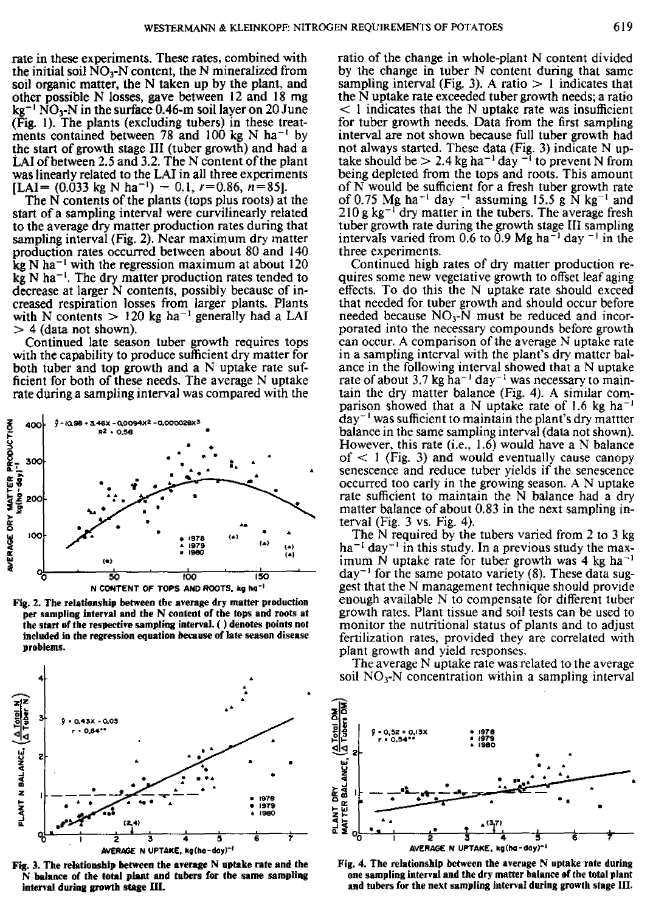rate in these experiments. These rates, combined with the initial soil $NO_3$-N content, the N mineralized from soil organic matter, the N taken up by the plant, and other possible N losses, gave between 12 and 18 mg $kg^{-1}$ $NO_3$-N in the surface 0.46-m soil layer on 20 June (Fig. 1). The plants (excluding tubers) in these treatments contained between 78 and 100 kg N $ha^{-1}$ by the start of growth stage III (tuber growth) and had a LAI of between 2.5 and 3.2. The N content of the plant was linearly related to the LAI in all three experiments [LAI= (0.033 kg N $ha^{-1}$) − 0.1, $r$=0.86, $n$=85].

The N contents of the plants (tops plus roots) at the start of a sampling interval were curvilinearly related to the average dry matter production rates during that sampling interval (Fig. 2). Near maximum dry matter production rates occurred between about 80 and 140 kg N $ha^{-1}$ with the regression maximum at about 120 kg N $ha^{-1}$. The dry matter production rates tended to decrease at larger N contents, possibly because of increased respiration losses from larger plants. Plants with N contents > 120 kg $ha^{-1}$ generally had a LAI > 4 (data not shown).

Continued late season tuber growth requires tops with the capability to produce sufficient dry matter for both tuber and top growth and a N uptake rate sufficient for both of these needs. The average N uptake rate during a sampling interval was compared with the ratio of the change in whole-plant N content divided by the change in tuber N content during that same sampling interval (Fig. 3). A ratio > 1 indicates that the N uptake rate exceeded tuber growth needs; a ratio < 1 indicates that the N uptake rate was insufficient for tuber growth needs. Data from the first sampling interval are not shown because full tuber growth had not always started. These data (Fig. 3) indicate N uptake should be > 2.4 kg $ha^{-1}$ $day^{-1}$ to prevent N from being depleted from the tops and roots. This amount of N would be sufficient for a fresh tuber growth rate of 0.75 Mg $ha^{-1}$ $day^{-1}$ assuming 15.5 g N $kg^{-1}$ and 210 g $kg^{-1}$ dry matter in the tubers. The average fresh tuber growth rate during the growth stage III sampling intervals varied from 0.6 to 0.9 Mg $ha^{-1}$ $day^{-1}$ in the three experiments.

Continued high rates of dry matter production requires some new vegetative growth to offset leaf aging effects. To do this the N uptake rate should exceed that needed for tuber growth and should occur before needed because $NO_3$-N must be reduced and incorporated into the necessary compounds before growth can occur. A comparison of the average N uptake rate in a sampling interval with the plant's dry matter balance in the following interval showed that a N uptake rate of about 3.7 kg $ha^{-1}$ $day^{-1}$ was necessary to maintain the dry matter balance (Fig. 4). A similar comparison showed that a N uptake rate of 1.6 kg $ha^{-1}$ $day^{-1}$ was sufficient to maintain the plant's dry mattter balance in the same sampling interval (data not shown). However, this rate (i.e., 1.6) would have a N balance of < 1 (Fig. 3) and would eventually cause canopy senescence and reduce tuber yields if the senescence occurred too early in the growing season. A N uptake rate sufficient to maintain the N balance had a dry matter balance of about 0.83 in the next sampling interval (Fig. 3 vs. Fig. 4).

The N required by the tubers varied from 2 to 3 kg $ha^{-1}$ $day^{-1}$ in this study. In a previous study the maximum N uptake rate for tuber growth was 4 kg $ha^{-1}$ $day^{-1}$ for the same potato variety (8). These data suggest that the N management technique should provide enough available N to compensate for different tuber growth rates. Plant tissue and soil tests can be used to monitor the nutritional status of plants and to adjust fertilization rates, provided they are correlated with plant growth and yield responses.

The average N uptake rate was related to the average soil $NO_3$-N concentration within a sampling interval

Fig. 2. The relationship between the average dry matter production per sampling interval and the N content of the tops and roots at the start of the respective sampling interval. ( ) denotes points not included in the regression equation because of late season disease problems.

Fig. 3. The relationship between the average N uptake rate and the N balance of the total plant and tubers for the same sampling interval during growth stage III.

Fig. 4. The relationship between the average N uptake rate during one sampling interval and the dry matter balance of the total plant and tubers for the next sampling interval during growth stage III.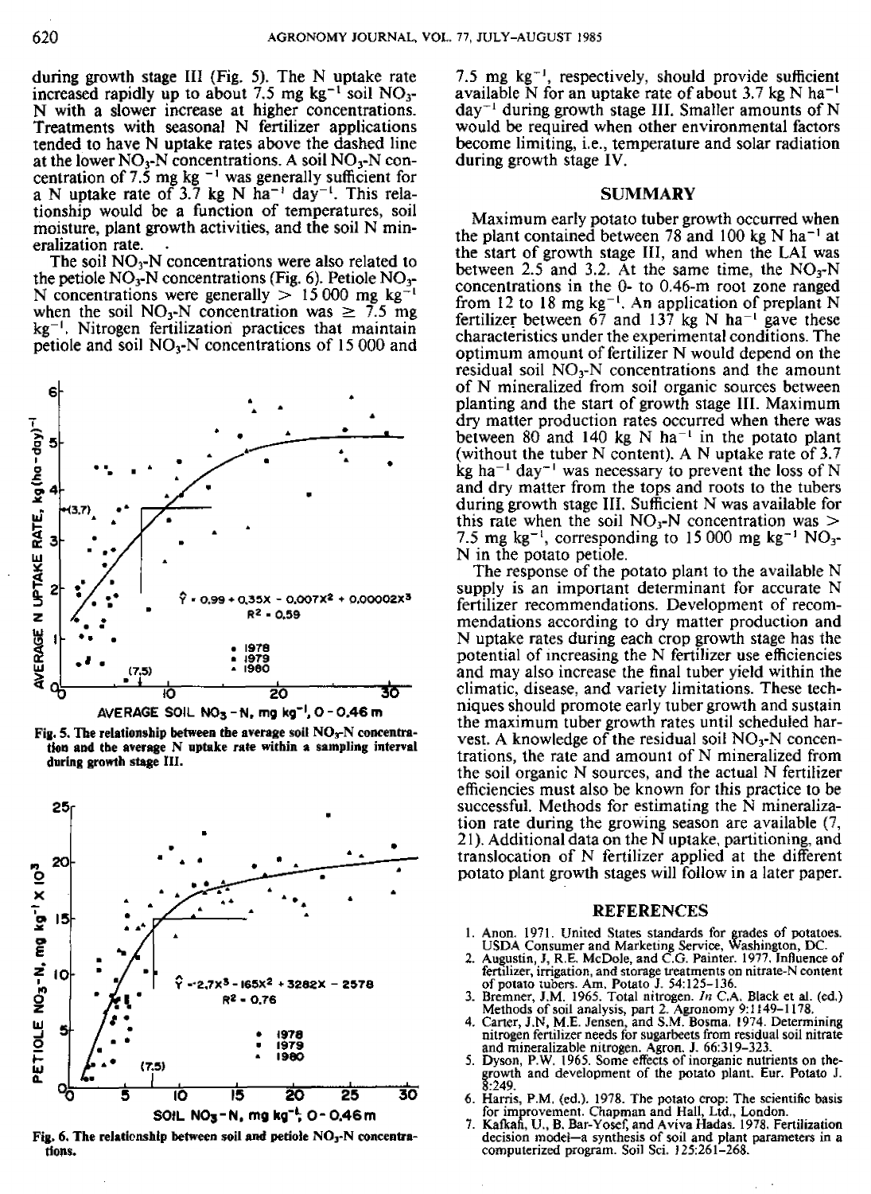during growth stage III (Fig. 5). The N uptake rate increased rapidly up to about 7.5 mg kg$^{-1}$ soil $NO_3$-N with a slower increase at higher concentrations. Treatments with seasonal N fertilizer applications tended to have N uptake rates above the dashed line at the lower $NO_3$-N concentrations. A soil $NO_3$-N concentration of 7.5 mg kg$^{-1}$ was generally sufficient for a N uptake rate of 3.7 kg N ha$^{-1}$ day$^{-1}$. This relationship would be a function of temperatures, soil moisture, plant growth activities, and the soil N mineralization rate.

The soil $NO_3$-N concentrations were also related to the petiole $NO_3$-N concentrations (Fig. 6). Petiole $NO_3$-N concentrations were generally > 15 000 mg kg$^{-1}$ when the soil $NO_3$-N concentration was ≥ 7.5 mg kg$^{-1}$. Nitrogen fertilization practices that maintain petiole and soil $NO_3$-N concentrations of 15 000 and 7.5 mg kg$^{-1}$, respectively, should provide sufficient available N for an uptake rate of about 3.7 kg N ha$^{-1}$ day$^{-1}$ during growth stage III. Smaller amounts of N would be required when other environmental factors become limiting, i.e., temperature and solar radiation during growth stage IV.

Fig. 5. The relationship between the average soil $NO_3$-N concentration and the average N uptake rate within a sampling interval during growth stage III.

Fig. 6. The relationship between soil and petiole $NO_3$-N concentrations.

## SUMMARY

Maximum early potato tuber growth occurred when the plant contained between 78 and 100 kg N ha$^{-1}$ at the start of growth stage III, and when the LAI was between 2.5 and 3.2. At the same time, the $NO_3$-N concentrations in the 0- to 0.46-m root zone ranged from 12 to 18 mg kg$^{-1}$. An application of preplant N fertilizer between 67 and 137 kg N ha$^{-1}$ gave these characteristics under the experimental conditions. The optimum amount of fertilizer N would depend on the residual soil $NO_3$-N concentrations and the amount of N mineralized from soil organic sources between planting and the start of growth stage III. Maximum dry matter production rates occurred when there was between 80 and 140 kg N ha$^{-1}$ in the potato plant (without the tuber N content). A N uptake rate of 3.7 kg ha$^{-1}$ day$^{-1}$ was necessary to prevent the loss of N and dry matter from the tops and roots to the tubers during growth stage III. Sufficient N was available for this rate when the soil $NO_3$-N concentration was > 7.5 mg kg$^{-1}$, corresponding to 15 000 mg kg$^{-1}$ $NO_3$-N in the potato petiole.

The response of the potato plant to the available N supply is an important determinant for accurate N fertilizer recommendations. Development of recommendations according to dry matter production and N uptake rates during each crop growth stage has the potential of increasing the N fertilizer use efficiencies and may also increase the final tuber yield within the climatic, disease, and variety limitations. These techniques should promote early tuber growth and sustain the maximum tuber growth rates until scheduled harvest. A knowledge of the residual soil $NO_3$-N concentrations, the rate and amount of N mineralized from the soil organic N sources, and the actual N fertilizer efficiencies must also be known for this practice to be successful. Methods for estimating the N mineralization rate during the growing season are available (7, 21). Additional data on the N uptake, partitioning, and translocation of N fertilizer applied at the different potato plant growth stages will follow in a later paper.

## REFERENCES

1. Anon. 1971. United States standards for grades of potatoes. USDA Consumer and Marketing Service, Washington, DC.
2. Augustin, J, R.E. McDole, and C.G. Painter. 1977. Influence of fertilizer, irrigation, and storage treatments on nitrate-N content of potato tubers. Am. Potato J. 54:125–136.
3. Bremner, J.M. 1965. Total nitrogen. *In* C.A. Black et al. (ed.) Methods of soil analysis, part 2. Agronomy 9:1149–1178.
4. Carter, J.N, M.E. Jensen, and S.M. Bosma. 1974. Determining nitrogen fertilizer needs for sugarbeets from residual soil nitrate and mineralizable nitrogen. Agron. J. 66:319–323.
5. Dyson, P.W. 1965. Some effects of inorganic nutrients on the growth and development of the potato plant. Eur. Potato J. 8:249.
6. Harris, P.M. (ed.). 1978. The potato crop: The scientific basis for improvement. Chapman and Hall, Ltd., London.
7. Kafkafi, U., B. Bar-Yosef, and Aviva Hadas. 1978. Fertilization decision model—a synthesis of soil and plant parameters in a computerized program. Soil Sci. 125:261–268.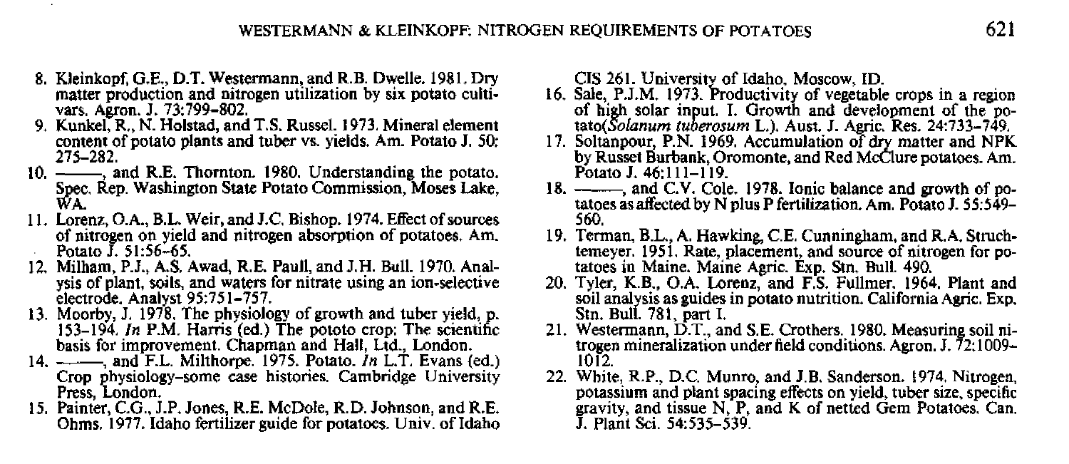8. Kleinkopf, G.E., D.T. Westermann, and R.B. Dwelle. 1981. Dry matter production and nitrogen utilization by six potato cultivars. Agron. J. 73:799–802.
9. Kunkel, R., N. Holstad, and T.S. Russel. 1973. Mineral element content of potato plants and tuber vs. yields. Am. Potato J. 50: 275–282.
10. ———, and R.E. Thornton. 1980. Understanding the potato. Spec. Rep. Washington State Potato Commission, Moses Lake, WA.
11. Lorenz, O.A., B.L. Weir, and J.C. Bishop. 1974. Effect of sources of nitrogen on yield and nitrogen absorption of potatoes. Am. Potato J. 51:56–65.
12. Milham, P.J., A.S. Awad, R.E. Paull, and J.H. Bull. 1970. Analysis of plant, soils, and waters for nitrate using an ion-selective electrode. Analyst 95:751–757.
13. Moorby, J. 1978. The physiology of growth and tuber yield. p. 153–194. *In* P.M. Harris (ed.) The pototo crop: The scientific basis for improvement. Chapman and Hall, Ltd., London.
14. ———, and F.L. Milthorpe. 1975. Potato. *In* L.T. Evans (ed.) Crop physiology–some case histories. Cambridge University Press, London.
15. Painter, C.G., J.P. Jones, R.E. McDole, R.D. Johnson, and R.E. Ohms. 1977. Idaho fertilizer guide for potatoes. Univ. of Idaho CIS 261. University of Idaho, Moscow, ID.
16. Sale, P.J.M. 1973. Productivity of vegetable crops in a region of high solar input. I. Growth and development of the potato(*Solanum tuberosum* L.). Aust. J. Agric. Res. 24:733–749.
17. Soltanpour, P.N. 1969. Accumulation of dry matter and NPK by Russet Burbank, Oromonte, and Red McClure potatoes. Am. Potato J. 46:111–119.
18. ———, and C.V. Cole. 1978. Ionic balance and growth of potatoes as affected by N plus P fertilization. Am. Potato J. 55:549–560.
19. Terman, B.L., A. Hawking, C.E. Cunningham, and R.A. Struchtemeyer. 1951. Rate, placement, and source of nitrogen for potatoes in Maine. Maine Agric. Exp. Stn. Bull. 490.
20. Tyler, K.B., O.A. Lorenz, and F.S. Fullmer. 1964. Plant and soil analysis as guides in potato nutrition. California Agric. Exp. Stn. Bull. 781, part I.
21. Westermann, D.T., and S.E. Crothers. 1980. Measuring soil nitrogen mineralization under field conditions. Agron. J. 72:1009–1012.
22. White, R.P., D.C. Munro, and J.B. Sanderson. 1974. Nitrogen, potassium and plant spacing effects on yield, tuber size, specific gravity, and tissue N, P, and K of netted Gem Potatoes. Can. J. Plant Sci. 54:535–539.